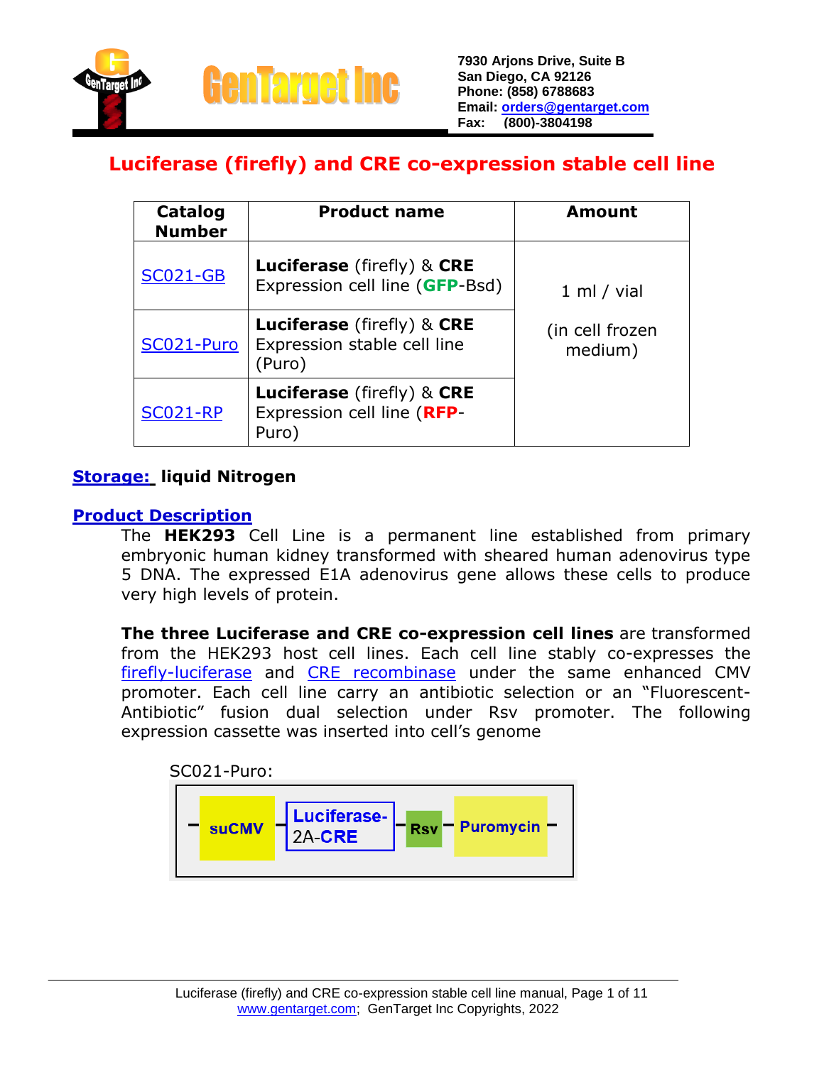GenTarget Inc

7930 Arjons Drive, Suite B
San Diego, CA 92126
Phone: (858) 6788683
Email: orders@gentarget.com
Fax: (800)-3804198

# Luciferase (firefly) and CRE co-expression stable cell line

| Catalog Number | Product name | Amount |
|---|---|---|
| SC021-GB | **Luciferase** (firefly) & **CRE** Expression cell line (**GFP**-Bsd) | 1 ml / vial (in cell frozen medium) |
| SC021-Puro | **Luciferase** (firefly) & **CRE** Expression stable cell line (Puro) | |
| SC021-RP | **Luciferase** (firefly) & **CRE** Expression cell line (**RFP**-Puro) | |

**Storage:** **liquid Nitrogen**

## Product Description

The **HEK293** Cell Line is a permanent line established from primary embryonic human kidney transformed with sheared human adenovirus type 5 DNA. The expressed E1A adenovirus gene allows these cells to produce very high levels of protein.

**The three Luciferase and CRE co-expression cell lines** are transformed from the HEK293 host cell lines. Each cell line stably co-expresses the firefly-luciferase and CRE recombinase under the same enhanced CMV promoter. Each cell line carry an antibiotic selection or an "Fluorescent-Antibiotic" fusion dual selection under Rsv promoter. The following expression cassette was inserted into cell's genome

SC021-Puro:

suCMV – Luciferase-2A-CRE – Rsv – Puromycin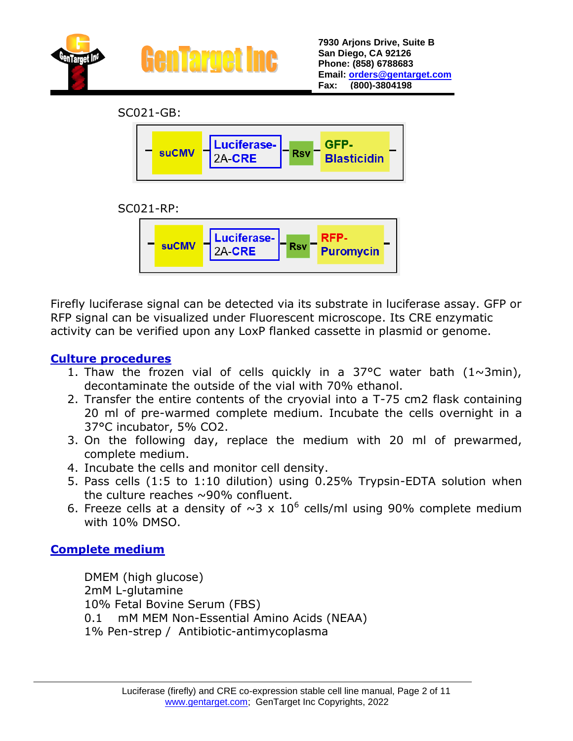SC021-GB:

suCMV — Luciferase-2A-CRE — Rsv — GFP-Blasticidin

SC021-RP:

suCMV — Luciferase-2A-CRE — Rsv — RFP-Puromycin

Firefly luciferase signal can be detected via its substrate in luciferase assay. GFP or RFP signal can be visualized under Fluorescent microscope. Its CRE enzymatic activity can be verified upon any LoxP flanked cassette in plasmid or genome.

## Culture procedures

1. Thaw the frozen vial of cells quickly in a 37°C water bath (1~3min), decontaminate the outside of the vial with 70% ethanol.
2. Transfer the entire contents of the cryovial into a T-75 cm2 flask containing 20 ml of pre-warmed complete medium. Incubate the cells overnight in a 37°C incubator, 5% $CO_2$.
3. On the following day, replace the medium with 20 ml of prewarmed, complete medium.
4. Incubate the cells and monitor cell density.
5. Pass cells (1:5 to 1:10 dilution) using 0.25% Trypsin-EDTA solution when the culture reaches ~90% confluent.
6. Freeze cells at a density of ~$3 \times 10^6$ cells/ml using 90% complete medium with 10% DMSO.

## Complete medium

DMEM (high glucose)
2mM L-glutamine
10% Fetal Bovine Serum (FBS)
0.1 mM MEM Non-Essential Amino Acids (NEAA)
1% Pen-strep / Antibiotic-antimycoplasma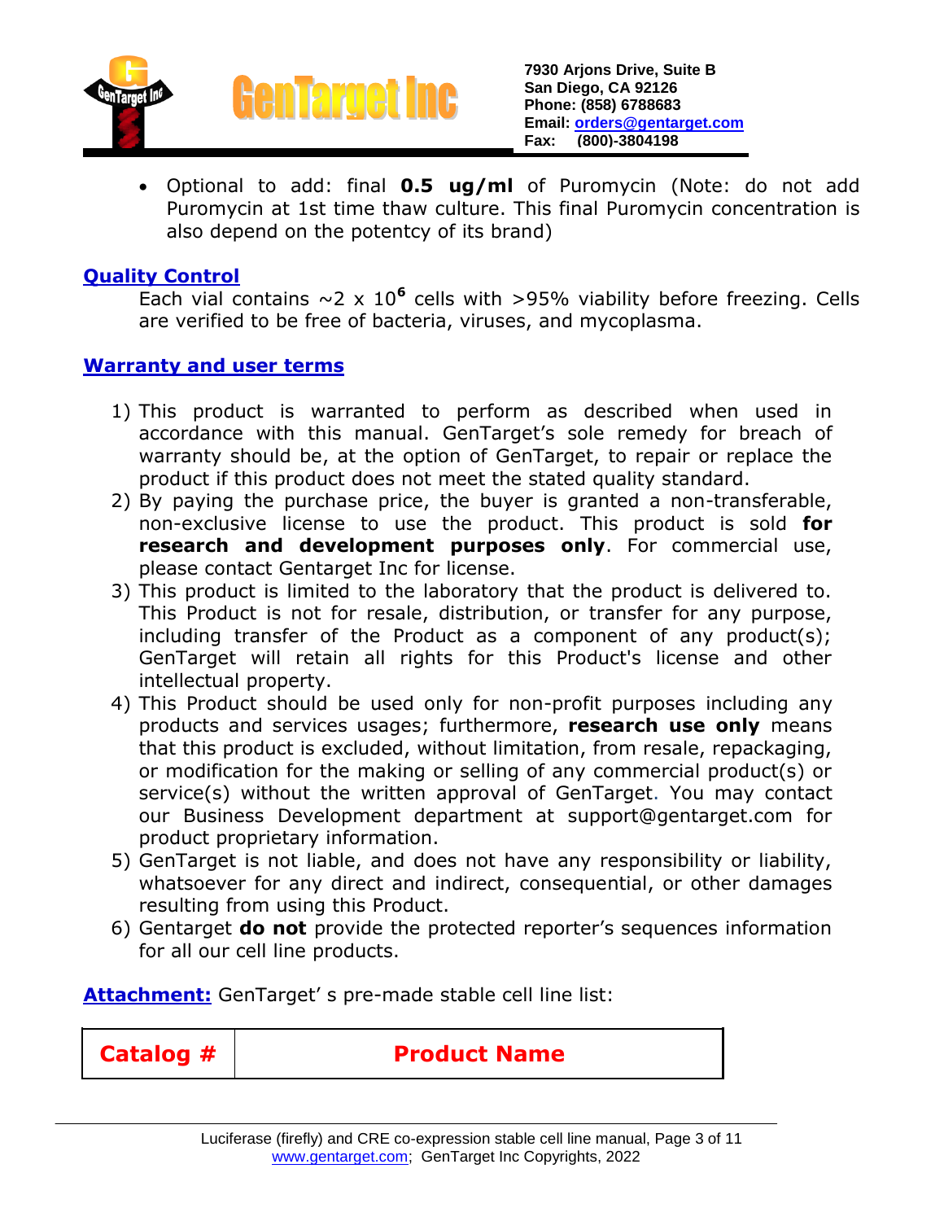- Optional to add: final **0.5 ug/ml** of Puromycin (Note: do not add Puromycin at 1st time thaw culture. This final Puromycin concentration is also depend on the potentcy of its brand)

## Quality Control

Each vial contains ~2 x $10^6$ cells with >95% viability before freezing. Cells are verified to be free of bacteria, viruses, and mycoplasma.

## Warranty and user terms

1) This product is warranted to perform as described when used in accordance with this manual. GenTarget's sole remedy for breach of warranty should be, at the option of GenTarget, to repair or replace the product if this product does not meet the stated quality standard.
2) By paying the purchase price, the buyer is granted a non-transferable, non-exclusive license to use the product. This product is sold **for research and development purposes only**. For commercial use, please contact Gentarget Inc for license.
3) This product is limited to the laboratory that the product is delivered to. This Product is not for resale, distribution, or transfer for any purpose, including transfer of the Product as a component of any product(s); GenTarget will retain all rights for this Product's license and other intellectual property.
4) This Product should be used only for non-profit purposes including any products and services usages; furthermore, **research use only** means that this product is excluded, without limitation, from resale, repackaging, or modification for the making or selling of any commercial product(s) or service(s) without the written approval of GenTarget. You may contact our Business Development department at support@gentarget.com for product proprietary information.
5) GenTarget is not liable, and does not have any responsibility or liability, whatsoever for any direct and indirect, consequential, or other damages resulting from using this Product.
6) Gentarget **do not** provide the protected reporter's sequences information for all our cell line products.

**Attachment:** GenTarget' s pre-made stable cell line list:

| Catalog # | Product Name |
|---|---|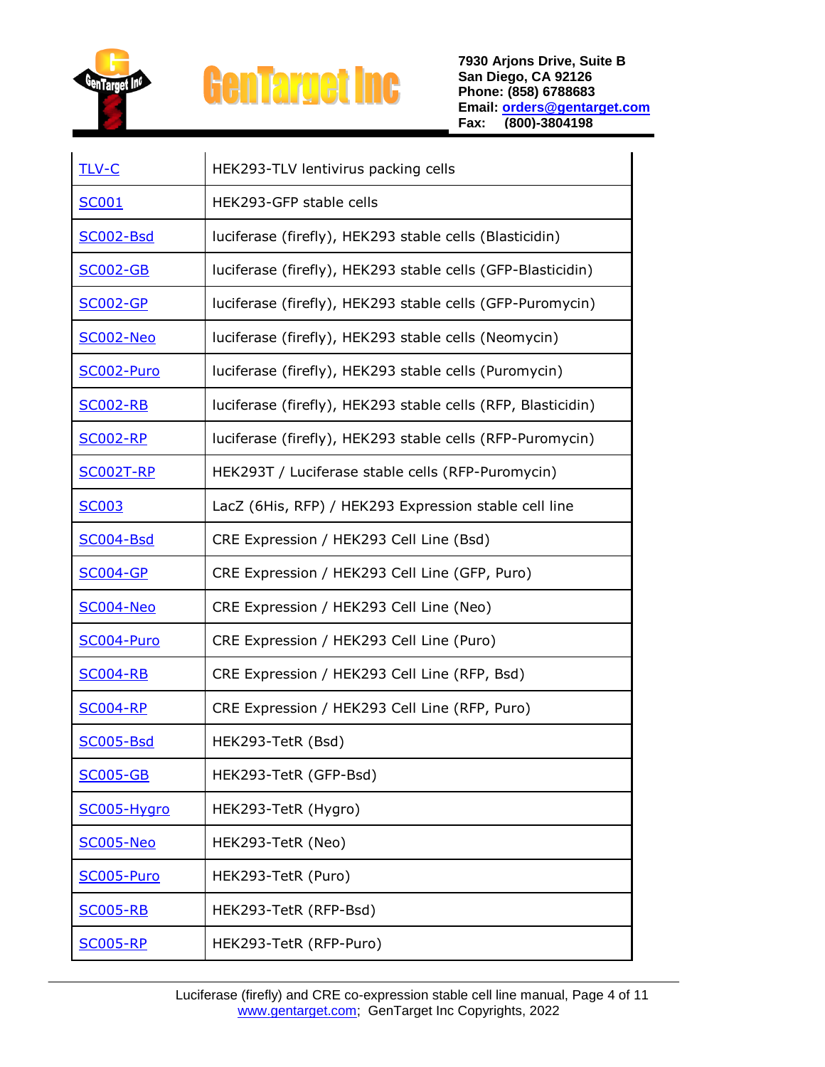| | |
|---|---|
| TLV-C | HEK293-TLV lentivirus packing cells |
| SC001 | HEK293-GFP stable cells |
| SC002-Bsd | luciferase (firefly), HEK293 stable cells (Blasticidin) |
| SC002-GB | luciferase (firefly), HEK293 stable cells (GFP-Blasticidin) |
| SC002-GP | luciferase (firefly), HEK293 stable cells (GFP-Puromycin) |
| SC002-Neo | luciferase (firefly), HEK293 stable cells (Neomycin) |
| SC002-Puro | luciferase (firefly), HEK293 stable cells (Puromycin) |
| SC002-RB | luciferase (firefly), HEK293 stable cells (RFP, Blasticidin) |
| SC002-RP | luciferase (firefly), HEK293 stable cells (RFP-Puromycin) |
| SC002T-RP | HEK293T / Luciferase stable cells (RFP-Puromycin) |
| SC003 | LacZ (6His, RFP) / HEK293 Expression stable cell line |
| SC004-Bsd | CRE Expression / HEK293 Cell Line (Bsd) |
| SC004-GP | CRE Expression / HEK293 Cell Line (GFP, Puro) |
| SC004-Neo | CRE Expression / HEK293 Cell Line (Neo) |
| SC004-Puro | CRE Expression / HEK293 Cell Line (Puro) |
| SC004-RB | CRE Expression / HEK293 Cell Line (RFP, Bsd) |
| SC004-RP | CRE Expression / HEK293 Cell Line (RFP, Puro) |
| SC005-Bsd | HEK293-TetR (Bsd) |
| SC005-GB | HEK293-TetR (GFP-Bsd) |
| SC005-Hygro | HEK293-TetR (Hygro) |
| SC005-Neo | HEK293-TetR (Neo) |
| SC005-Puro | HEK293-TetR (Puro) |
| SC005-RB | HEK293-TetR (RFP-Bsd) |
| SC005-RP | HEK293-TetR (RFP-Puro) |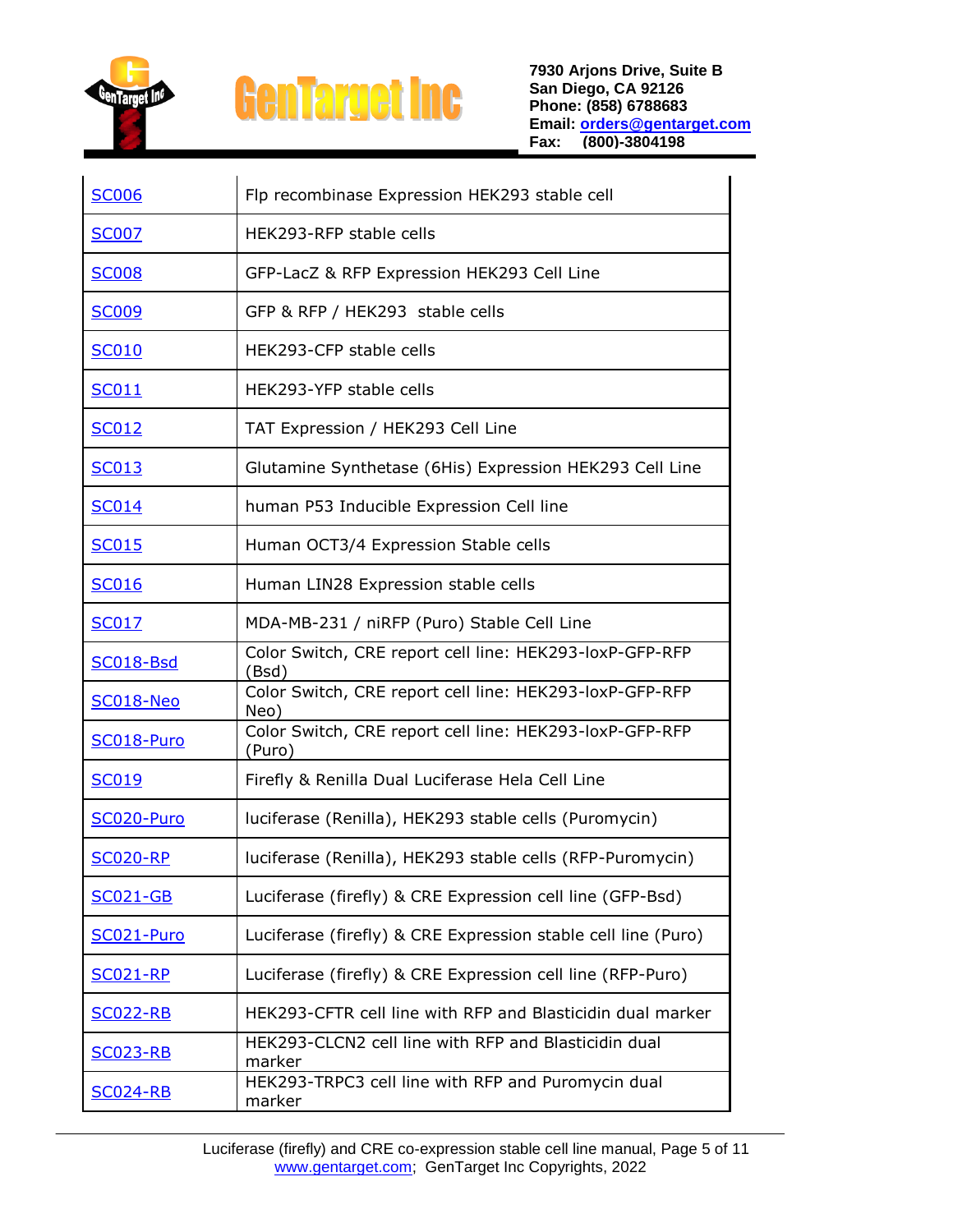| | |
|---|---|
| SC006 | Flp recombinase Expression HEK293 stable cell |
| SC007 | HEK293-RFP stable cells |
| SC008 | GFP-LacZ & RFP Expression HEK293 Cell Line |
| SC009 | GFP & RFP / HEK293 stable cells |
| SC010 | HEK293-CFP stable cells |
| SC011 | HEK293-YFP stable cells |
| SC012 | TAT Expression / HEK293 Cell Line |
| SC013 | Glutamine Synthetase (6His) Expression HEK293 Cell Line |
| SC014 | human P53 Inducible Expression Cell line |
| SC015 | Human OCT3/4 Expression Stable cells |
| SC016 | Human LIN28 Expression stable cells |
| SC017 | MDA-MB-231 / niRFP (Puro) Stable Cell Line |
| SC018-Bsd | Color Switch, CRE report cell line: HEK293-loxP-GFP-RFP (Bsd) |
| SC018-Neo | Color Switch, CRE report cell line: HEK293-loxP-GFP-RFP Neo) |
| SC018-Puro | Color Switch, CRE report cell line: HEK293-loxP-GFP-RFP (Puro) |
| SC019 | Firefly & Renilla Dual Luciferase Hela Cell Line |
| SC020-Puro | luciferase (Renilla), HEK293 stable cells (Puromycin) |
| SC020-RP | luciferase (Renilla), HEK293 stable cells (RFP-Puromycin) |
| SC021-GB | Luciferase (firefly) & CRE Expression cell line (GFP-Bsd) |
| SC021-Puro | Luciferase (firefly) & CRE Expression stable cell line (Puro) |
| SC021-RP | Luciferase (firefly) & CRE Expression cell line (RFP-Puro) |
| SC022-RB | HEK293-CFTR cell line with RFP and Blasticidin dual marker |
| SC023-RB | HEK293-CLCN2 cell line with RFP and Blasticidin dual marker |
| SC024-RB | HEK293-TRPC3 cell line with RFP and Puromycin dual marker |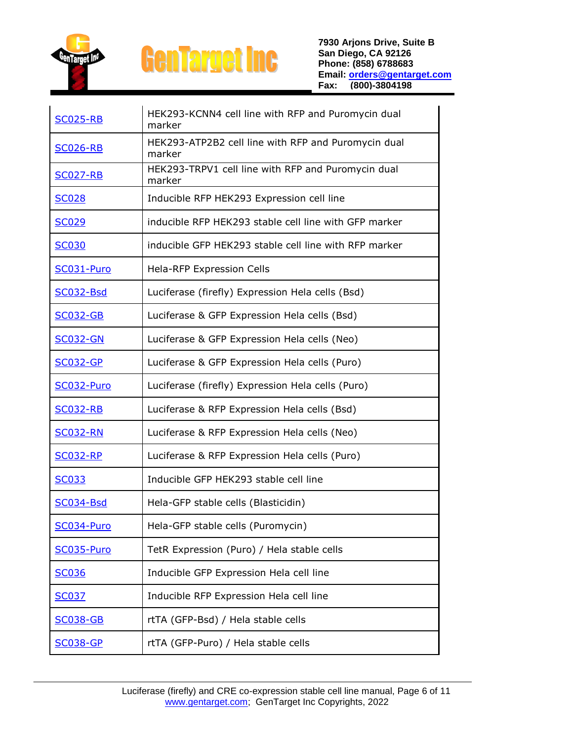| | |
|---|---|
| SC025-RB | HEK293-KCNN4 cell line with RFP and Puromycin dual marker |
| SC026-RB | HEK293-ATP2B2 cell line with RFP and Puromycin dual marker |
| SC027-RB | HEK293-TRPV1 cell line with RFP and Puromycin dual marker |
| SC028 | Inducible RFP HEK293 Expression cell line |
| SC029 | inducible RFP HEK293 stable cell line with GFP marker |
| SC030 | inducible GFP HEK293 stable cell line with RFP marker |
| SC031-Puro | Hela-RFP Expression Cells |
| SC032-Bsd | Luciferase (firefly) Expression Hela cells (Bsd) |
| SC032-GB | Luciferase & GFP Expression Hela cells (Bsd) |
| SC032-GN | Luciferase & GFP Expression Hela cells (Neo) |
| SC032-GP | Luciferase & GFP Expression Hela cells (Puro) |
| SC032-Puro | Luciferase (firefly) Expression Hela cells (Puro) |
| SC032-RB | Luciferase & RFP Expression Hela cells (Bsd) |
| SC032-RN | Luciferase & RFP Expression Hela cells (Neo) |
| SC032-RP | Luciferase & RFP Expression Hela cells (Puro) |
| SC033 | Inducible GFP HEK293 stable cell line |
| SC034-Bsd | Hela-GFP stable cells (Blasticidin) |
| SC034-Puro | Hela-GFP stable cells (Puromycin) |
| SC035-Puro | TetR Expression (Puro) / Hela stable cells |
| SC036 | Inducible GFP Expression Hela cell line |
| SC037 | Inducible RFP Expression Hela cell line |
| SC038-GB | rtTA (GFP-Bsd) / Hela stable cells |
| SC038-GP | rtTA (GFP-Puro) / Hela stable cells |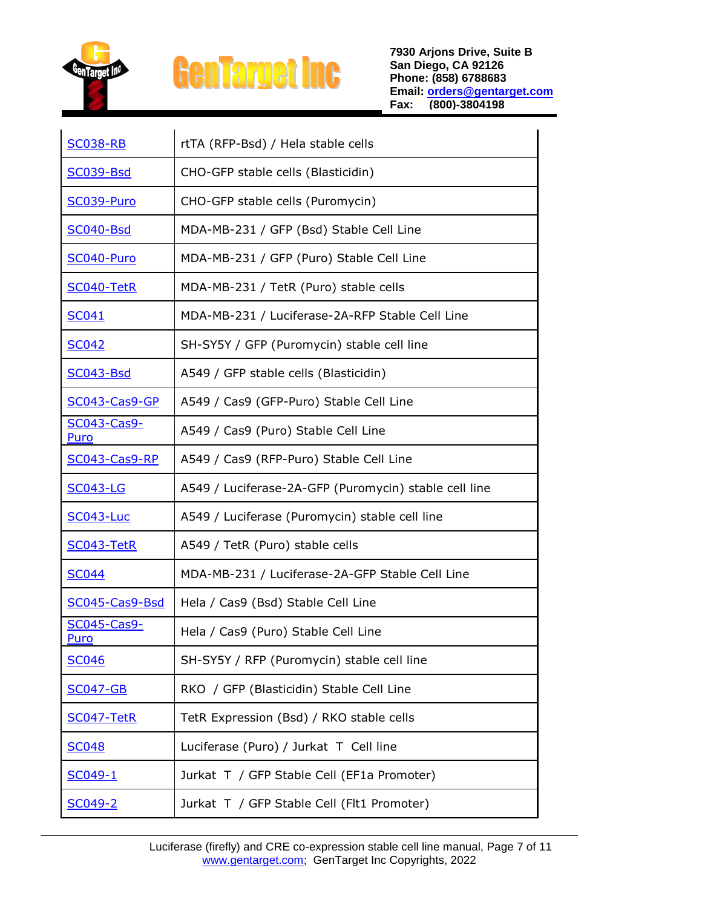| | |
|---|---|
| SC038-RB | rtTA (RFP-Bsd) / Hela stable cells |
| SC039-Bsd | CHO-GFP stable cells (Blasticidin) |
| SC039-Puro | CHO-GFP stable cells (Puromycin) |
| SC040-Bsd | MDA-MB-231 / GFP (Bsd) Stable Cell Line |
| SC040-Puro | MDA-MB-231 / GFP (Puro) Stable Cell Line |
| SC040-TetR | MDA-MB-231 / TetR (Puro) stable cells |
| SC041 | MDA-MB-231 / Luciferase-2A-RFP Stable Cell Line |
| SC042 | SH-SY5Y / GFP (Puromycin) stable cell line |
| SC043-Bsd | A549 / GFP stable cells (Blasticidin) |
| SC043-Cas9-GP | A549 / Cas9 (GFP-Puro) Stable Cell Line |
| SC043-Cas9-Puro | A549 / Cas9 (Puro) Stable Cell Line |
| SC043-Cas9-RP | A549 / Cas9 (RFP-Puro) Stable Cell Line |
| SC043-LG | A549 / Luciferase-2A-GFP (Puromycin) stable cell line |
| SC043-Luc | A549 / Luciferase (Puromycin) stable cell line |
| SC043-TetR | A549 / TetR (Puro) stable cells |
| SC044 | MDA-MB-231 / Luciferase-2A-GFP Stable Cell Line |
| SC045-Cas9-Bsd | Hela / Cas9 (Bsd) Stable Cell Line |
| SC045-Cas9-Puro | Hela / Cas9 (Puro) Stable Cell Line |
| SC046 | SH-SY5Y / RFP (Puromycin) stable cell line |
| SC047-GB | RKO / GFP (Blasticidin) Stable Cell Line |
| SC047-TetR | TetR Expression (Bsd) / RKO stable cells |
| SC048 | Luciferase (Puro) / Jurkat T Cell line |
| SC049-1 | Jurkat T / GFP Stable Cell (EF1a Promoter) |
| SC049-2 | Jurkat T / GFP Stable Cell (Flt1 Promoter) |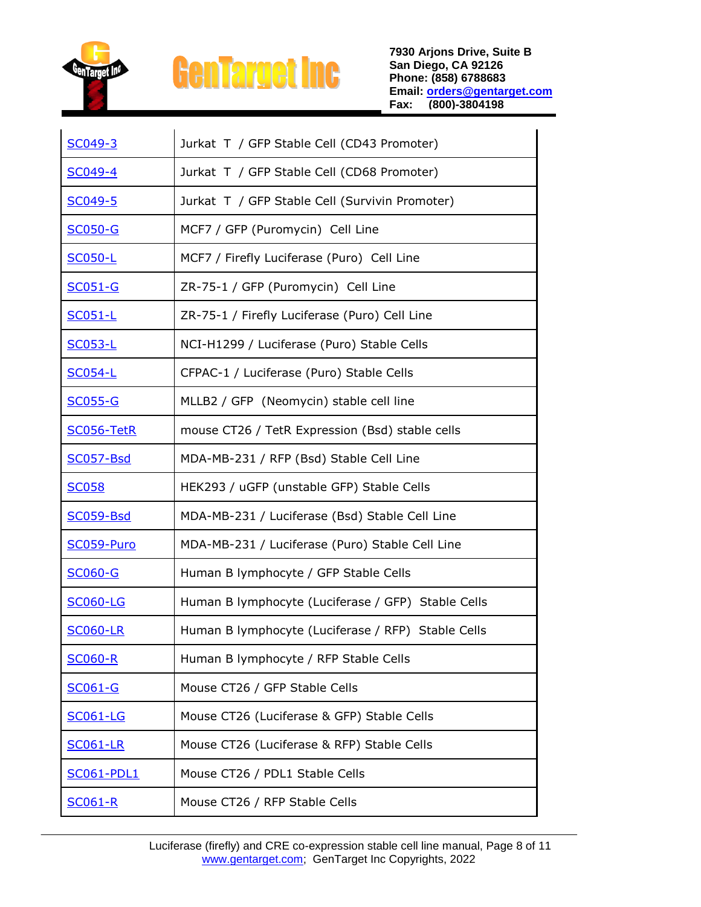| | |
|---|---|
| SC049-3 | Jurkat T / GFP Stable Cell (CD43 Promoter) |
| SC049-4 | Jurkat T / GFP Stable Cell (CD68 Promoter) |
| SC049-5 | Jurkat T / GFP Stable Cell (Survivin Promoter) |
| SC050-G | MCF7 / GFP (Puromycin) Cell Line |
| SC050-L | MCF7 / Firefly Luciferase (Puro) Cell Line |
| SC051-G | ZR-75-1 / GFP (Puromycin) Cell Line |
| SC051-L | ZR-75-1 / Firefly Luciferase (Puro) Cell Line |
| SC053-L | NCI-H1299 / Luciferase (Puro) Stable Cells |
| SC054-L | CFPAC-1 / Luciferase (Puro) Stable Cells |
| SC055-G | MLLB2 / GFP (Neomycin) stable cell line |
| SC056-TetR | mouse CT26 / TetR Expression (Bsd) stable cells |
| SC057-Bsd | MDA-MB-231 / RFP (Bsd) Stable Cell Line |
| SC058 | HEK293 / uGFP (unstable GFP) Stable Cells |
| SC059-Bsd | MDA-MB-231 / Luciferase (Bsd) Stable Cell Line |
| SC059-Puro | MDA-MB-231 / Luciferase (Puro) Stable Cell Line |
| SC060-G | Human B lymphocyte / GFP Stable Cells |
| SC060-LG | Human B lymphocyte (Luciferase / GFP) Stable Cells |
| SC060-LR | Human B lymphocyte (Luciferase / RFP) Stable Cells |
| SC060-R | Human B lymphocyte / RFP Stable Cells |
| SC061-G | Mouse CT26 / GFP Stable Cells |
| SC061-LG | Mouse CT26 (Luciferase & GFP) Stable Cells |
| SC061-LR | Mouse CT26 (Luciferase & RFP) Stable Cells |
| SC061-PDL1 | Mouse CT26 / PDL1 Stable Cells |
| SC061-R | Mouse CT26 / RFP Stable Cells |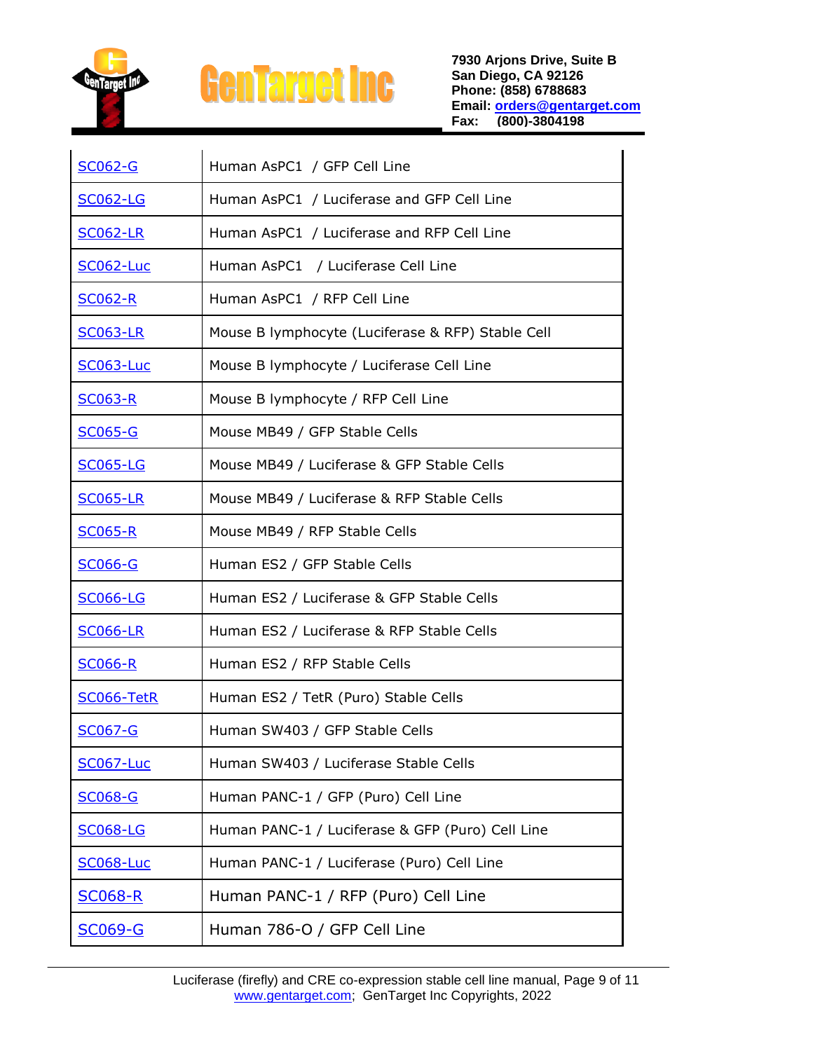| SC062-G | Human AsPC1 / GFP Cell Line |
|---|---|
| SC062-LG | Human AsPC1 / Luciferase and GFP Cell Line |
| SC062-LR | Human AsPC1 / Luciferase and RFP Cell Line |
| SC062-Luc | Human AsPC1 / Luciferase Cell Line |
| SC062-R | Human AsPC1 / RFP Cell Line |
| SC063-LR | Mouse B lymphocyte (Luciferase & RFP) Stable Cell |
| SC063-Luc | Mouse B lymphocyte / Luciferase Cell Line |
| SC063-R | Mouse B lymphocyte / RFP Cell Line |
| SC065-G | Mouse MB49 / GFP Stable Cells |
| SC065-LG | Mouse MB49 / Luciferase & GFP Stable Cells |
| SC065-LR | Mouse MB49 / Luciferase & RFP Stable Cells |
| SC065-R | Mouse MB49 / RFP Stable Cells |
| SC066-G | Human ES2 / GFP Stable Cells |
| SC066-LG | Human ES2 / Luciferase & GFP Stable Cells |
| SC066-LR | Human ES2 / Luciferase & RFP Stable Cells |
| SC066-R | Human ES2 / RFP Stable Cells |
| SC066-TetR | Human ES2 / TetR (Puro) Stable Cells |
| SC067-G | Human SW403 / GFP Stable Cells |
| SC067-Luc | Human SW403 / Luciferase Stable Cells |
| SC068-G | Human PANC-1 / GFP (Puro) Cell Line |
| SC068-LG | Human PANC-1 / Luciferase & GFP (Puro) Cell Line |
| SC068-Luc | Human PANC-1 / Luciferase (Puro) Cell Line |
| SC068-R | Human PANC-1 / RFP (Puro) Cell Line |
| SC069-G | Human 786-O / GFP Cell Line |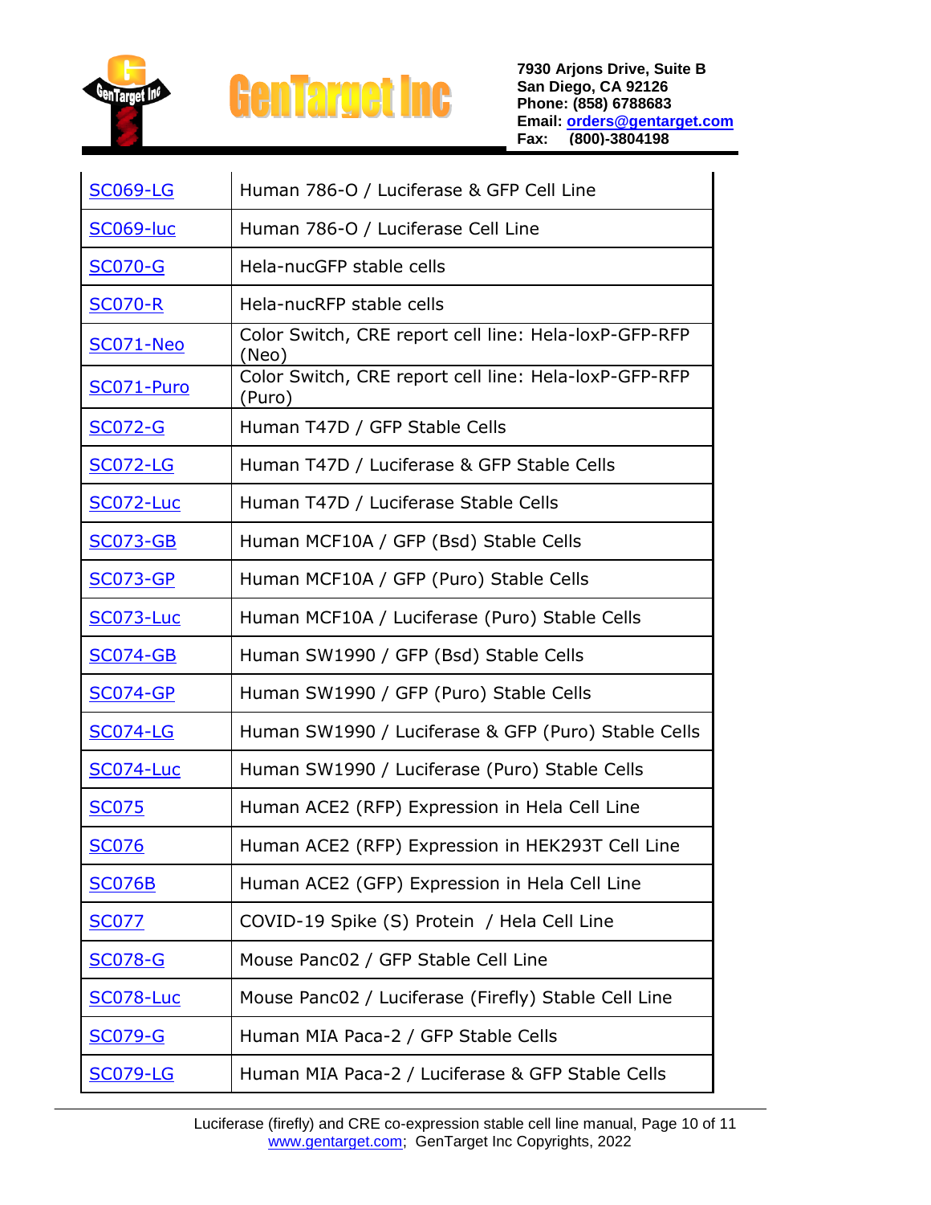| SC069-LG | Human 786-O / Luciferase & GFP Cell Line |
|---|---|
| SC069-luc | Human 786-O / Luciferase Cell Line |
| SC070-G | Hela-nucGFP stable cells |
| SC070-R | Hela-nucRFP stable cells |
| SC071-Neo | Color Switch, CRE report cell line: Hela-loxP-GFP-RFP (Neo) |
| SC071-Puro | Color Switch, CRE report cell line: Hela-loxP-GFP-RFP (Puro) |
| SC072-G | Human T47D / GFP Stable Cells |
| SC072-LG | Human T47D / Luciferase & GFP Stable Cells |
| SC072-Luc | Human T47D / Luciferase Stable Cells |
| SC073-GB | Human MCF10A / GFP (Bsd) Stable Cells |
| SC073-GP | Human MCF10A / GFP (Puro) Stable Cells |
| SC073-Luc | Human MCF10A / Luciferase (Puro) Stable Cells |
| SC074-GB | Human SW1990 / GFP (Bsd) Stable Cells |
| SC074-GP | Human SW1990 / GFP (Puro) Stable Cells |
| SC074-LG | Human SW1990 / Luciferase & GFP (Puro) Stable Cells |
| SC074-Luc | Human SW1990 / Luciferase (Puro) Stable Cells |
| SC075 | Human ACE2 (RFP) Expression in Hela Cell Line |
| SC076 | Human ACE2 (RFP) Expression in HEK293T Cell Line |
| SC076B | Human ACE2 (GFP) Expression in Hela Cell Line |
| SC077 | COVID-19 Spike (S) Protein / Hela Cell Line |
| SC078-G | Mouse Panc02 / GFP Stable Cell Line |
| SC078-Luc | Mouse Panc02 / Luciferase (Firefly) Stable Cell Line |
| SC079-G | Human MIA Paca-2 / GFP Stable Cells |
| SC079-LG | Human MIA Paca-2 / Luciferase & GFP Stable Cells |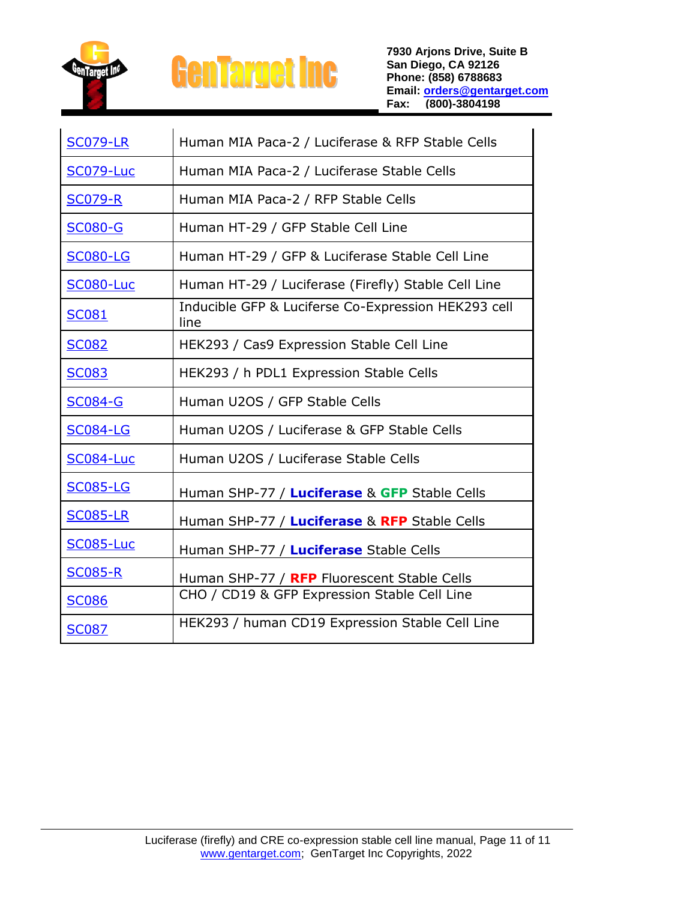| | |
|---|---|
| SC079-LR | Human MIA Paca-2 / Luciferase & RFP Stable Cells |
| SC079-Luc | Human MIA Paca-2 / Luciferase Stable Cells |
| SC079-R | Human MIA Paca-2 / RFP Stable Cells |
| SC080-G | Human HT-29 / GFP Stable Cell Line |
| SC080-LG | Human HT-29 / GFP & Luciferase Stable Cell Line |
| SC080-Luc | Human HT-29 / Luciferase (Firefly) Stable Cell Line |
| SC081 | Inducible GFP & Luciferse Co-Expression HEK293 cell line |
| SC082 | HEK293 / Cas9 Expression Stable Cell Line |
| SC083 | HEK293 / h PDL1 Expression Stable Cells |
| SC084-G | Human U2OS / GFP Stable Cells |
| SC084-LG | Human U2OS / Luciferase & GFP Stable Cells |
| SC084-Luc | Human U2OS / Luciferase Stable Cells |
| SC085-LG | Human SHP-77 / **Luciferase** & **GFP** Stable Cells |
| SC085-LR | Human SHP-77 / **Luciferase** & **RFP** Stable Cells |
| SC085-Luc | Human SHP-77 / **Luciferase** Stable Cells |
| SC085-R | Human SHP-77 / **RFP** Fluorescent Stable Cells |
| SC086 | CHO / CD19 & GFP Expression Stable Cell Line |
| SC087 | HEK293 / human CD19 Expression Stable Cell Line |